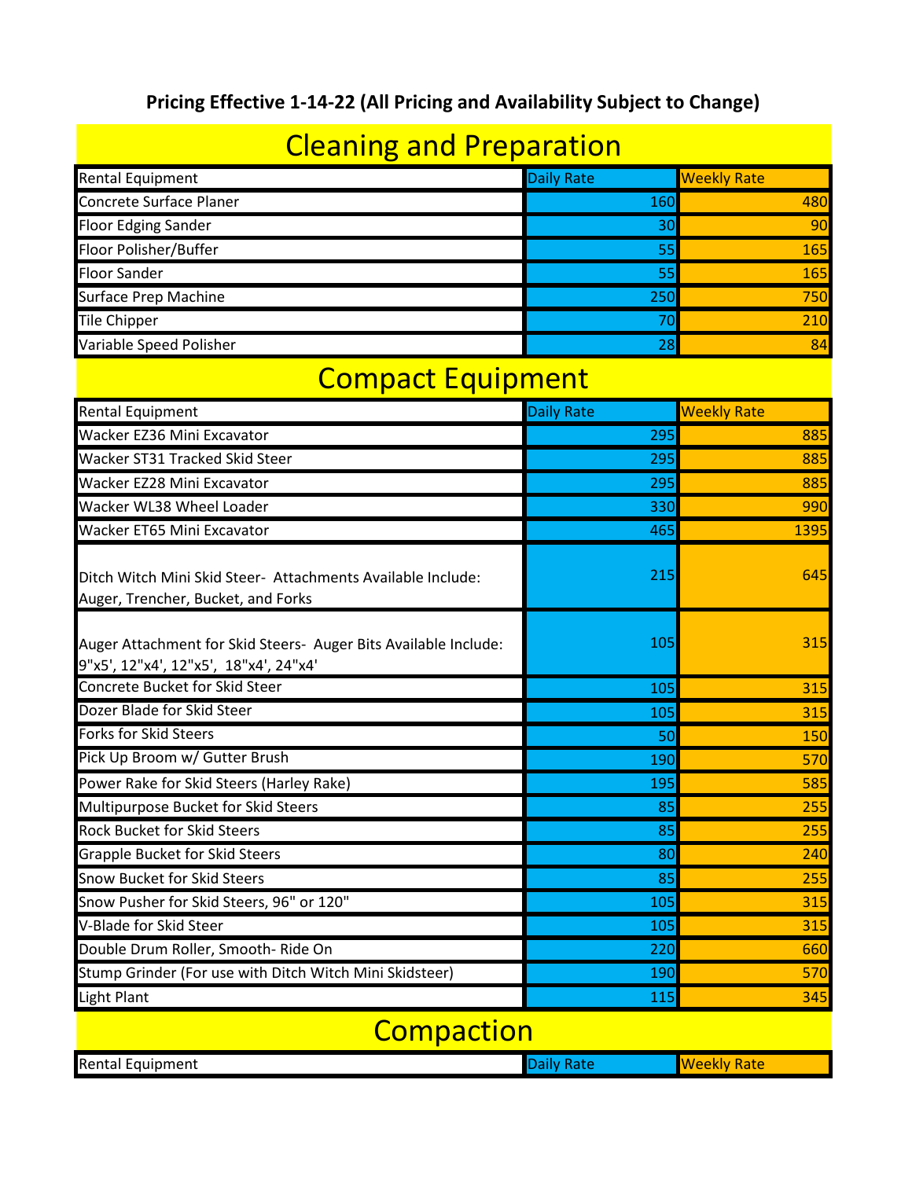**Pricing Effective 1-14-22 (All Pricing and Availability Subject to Change)**

# Cleaning and Preparation

| Rental Equipment | Daily Rate | Weekly Rate |
|---|---|---|
| Concrete Surface Planer | 160 | 480 |
| Floor Edging Sander | 30 | 90 |
| Floor Polisher/Buffer | 55 | 165 |
| Floor Sander | 55 | 165 |
| Surface Prep Machine | 250 | 750 |
| Tile Chipper | 70 | 210 |
| Variable Speed Polisher | 28 | 84 |

# Compact Equipment

| Rental Equipment | Daily Rate | Weekly Rate |
|---|---|---|
| Wacker EZ36 Mini Excavator | 295 | 885 |
| Wacker ST31 Tracked Skid Steer | 295 | 885 |
| Wacker EZ28 Mini Excavator | 295 | 885 |
| Wacker WL38 Wheel Loader | 330 | 990 |
| Wacker ET65 Mini Excavator | 465 | 1395 |
| Ditch Witch Mini Skid Steer- Attachments Available Include: Auger, Trencher, Bucket, and Forks | 215 | 645 |
| Auger Attachment for Skid Steers- Auger Bits Available Include: 9"x5', 12"x4', 12"x5', 18"x4', 24"x4' | 105 | 315 |
| Concrete Bucket for Skid Steer | 105 | 315 |
| Dozer Blade for Skid Steer | 105 | 315 |
| Forks for Skid Steers | 50 | 150 |
| Pick Up Broom w/ Gutter Brush | 190 | 570 |
| Power Rake for Skid Steers (Harley Rake) | 195 | 585 |
| Multipurpose Bucket for Skid Steers | 85 | 255 |
| Rock Bucket for Skid Steers | 85 | 255 |
| Grapple Bucket for Skid Steers | 80 | 240 |
| Snow Bucket for Skid Steers | 85 | 255 |
| Snow Pusher for Skid Steers, 96" or 120" | 105 | 315 |
| V-Blade for Skid Steer | 105 | 315 |
| Double Drum Roller, Smooth- Ride On | 220 | 660 |
| Stump Grinder (For use with Ditch Witch Mini Skidsteer) | 190 | 570 |
| Light Plant | 115 | 345 |

# Compaction

| Rental Equipment | Daily Rate | Weekly Rate |
|---|---|---|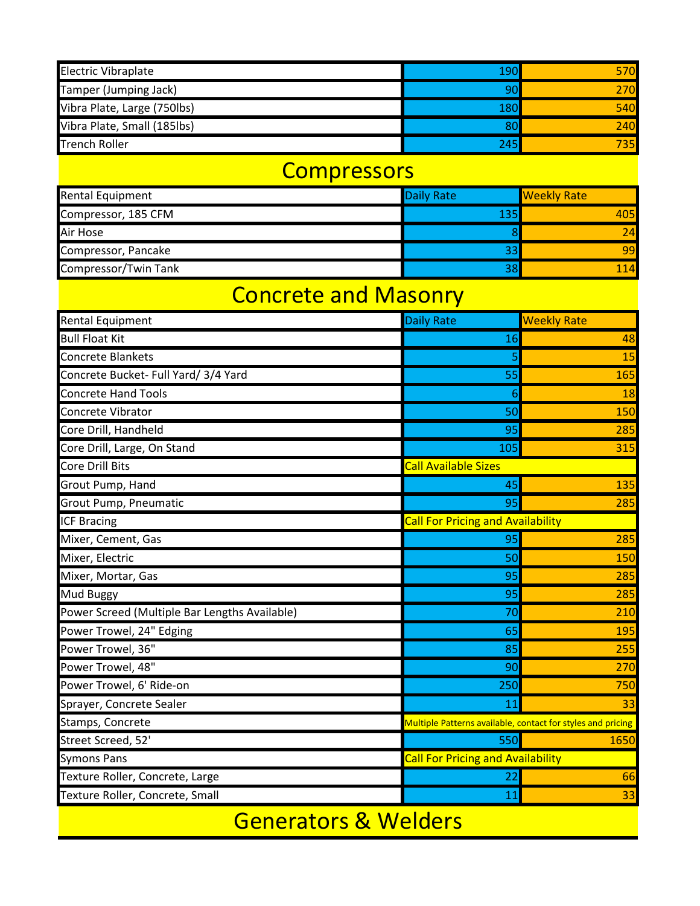| | | |
|---|---|---|
| Electric Vibraplate | 190 | 570 |
| Tamper (Jumping Jack) | 90 | 270 |
| Vibra Plate, Large (750lbs) | 180 | 540 |
| Vibra Plate, Small (185lbs) | 80 | 240 |
| Trench Roller | 245 | 735 |

## Compressors

| Rental Equipment | Daily Rate | Weekly Rate |
|---|---|---|
| Compressor, 185 CFM | 135 | 405 |
| Air Hose | 8 | 24 |
| Compressor, Pancake | 33 | 99 |
| Compressor/Twin Tank | 38 | 114 |

## Concrete and Masonry

| Rental Equipment | Daily Rate | Weekly Rate |
|---|---|---|
| Bull Float Kit | 16 | 48 |
| Concrete Blankets | 5 | 15 |
| Concrete Bucket- Full Yard/ 3/4 Yard | 55 | 165 |
| Concrete Hand Tools | 6 | 18 |
| Concrete Vibrator | 50 | 150 |
| Core Drill, Handheld | 95 | 285 |
| Core Drill, Large, On Stand | 105 | 315 |
| Core Drill Bits | Call Available Sizes | |
| Grout Pump, Hand | 45 | 135 |
| Grout Pump, Pneumatic | 95 | 285 |
| ICF Bracing | Call For Pricing and Availability | |
| Mixer, Cement, Gas | 95 | 285 |
| Mixer, Electric | 50 | 150 |
| Mixer, Mortar, Gas | 95 | 285 |
| Mud Buggy | 95 | 285 |
| Power Screed (Multiple Bar Lengths Available) | 70 | 210 |
| Power Trowel, 24" Edging | 65 | 195 |
| Power Trowel, 36" | 85 | 255 |
| Power Trowel, 48" | 90 | 270 |
| Power Trowel, 6' Ride-on | 250 | 750 |
| Sprayer, Concrete Sealer | 11 | 33 |
| Stamps, Concrete | Multiple Patterns available, contact for styles and pricing | |
| Street Screed, 52' | 550 | 1650 |
| Symons Pans | Call For Pricing and Availability | |
| Texture Roller, Concrete, Large | 22 | 66 |
| Texture Roller, Concrete, Small | 11 | 33 |

## Generators & Welders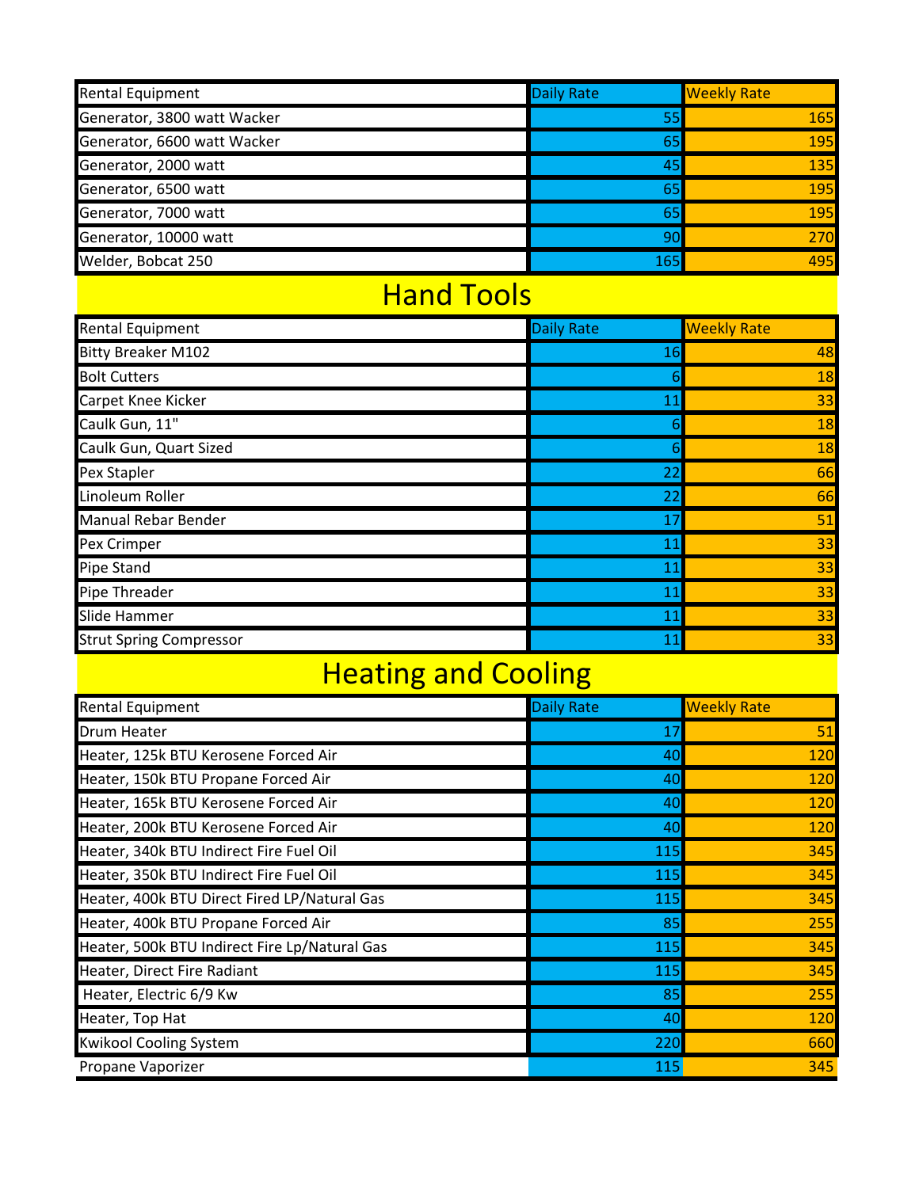| Rental Equipment | Daily Rate | Weekly Rate |
| --- | --- | --- |
| Generator, 3800 watt Wacker | 55 | 165 |
| Generator, 6600 watt Wacker | 65 | 195 |
| Generator, 2000 watt | 45 | 135 |
| Generator, 6500 watt | 65 | 195 |
| Generator, 7000 watt | 65 | 195 |
| Generator, 10000 watt | 90 | 270 |
| Welder, Bobcat 250 | 165 | 495 |

# Hand Tools

| Rental Equipment | Daily Rate | Weekly Rate |
| --- | --- | --- |
| Bitty Breaker M102 | 16 | 48 |
| Bolt Cutters | 6 | 18 |
| Carpet Knee Kicker | 11 | 33 |
| Caulk Gun, 11" | 6 | 18 |
| Caulk Gun, Quart Sized | 6 | 18 |
| Pex Stapler | 22 | 66 |
| Linoleum Roller | 22 | 66 |
| Manual Rebar Bender | 17 | 51 |
| Pex Crimper | 11 | 33 |
| Pipe Stand | 11 | 33 |
| Pipe Threader | 11 | 33 |
| Slide Hammer | 11 | 33 |
| Strut Spring Compressor | 11 | 33 |

# Heating and Cooling

| Rental Equipment | Daily Rate | Weekly Rate |
| --- | --- | --- |
| Drum Heater | 17 | 51 |
| Heater, 125k BTU Kerosene Forced Air | 40 | 120 |
| Heater, 150k BTU Propane Forced Air | 40 | 120 |
| Heater, 165k BTU Kerosene Forced Air | 40 | 120 |
| Heater, 200k BTU Kerosene Forced Air | 40 | 120 |
| Heater, 340k BTU Indirect Fire Fuel Oil | 115 | 345 |
| Heater, 350k BTU Indirect Fire Fuel Oil | 115 | 345 |
| Heater, 400k BTU Direct Fired LP/Natural Gas | 115 | 345 |
| Heater, 400k BTU Propane Forced Air | 85 | 255 |
| Heater, 500k BTU Indirect Fire Lp/Natural Gas | 115 | 345 |
| Heater, Direct Fire Radiant | 115 | 345 |
| Heater, Electric 6/9 Kw | 85 | 255 |
| Heater, Top Hat | 40 | 120 |
| Kwikool Cooling System | 220 | 660 |
| Propane Vaporizer | 115 | 345 |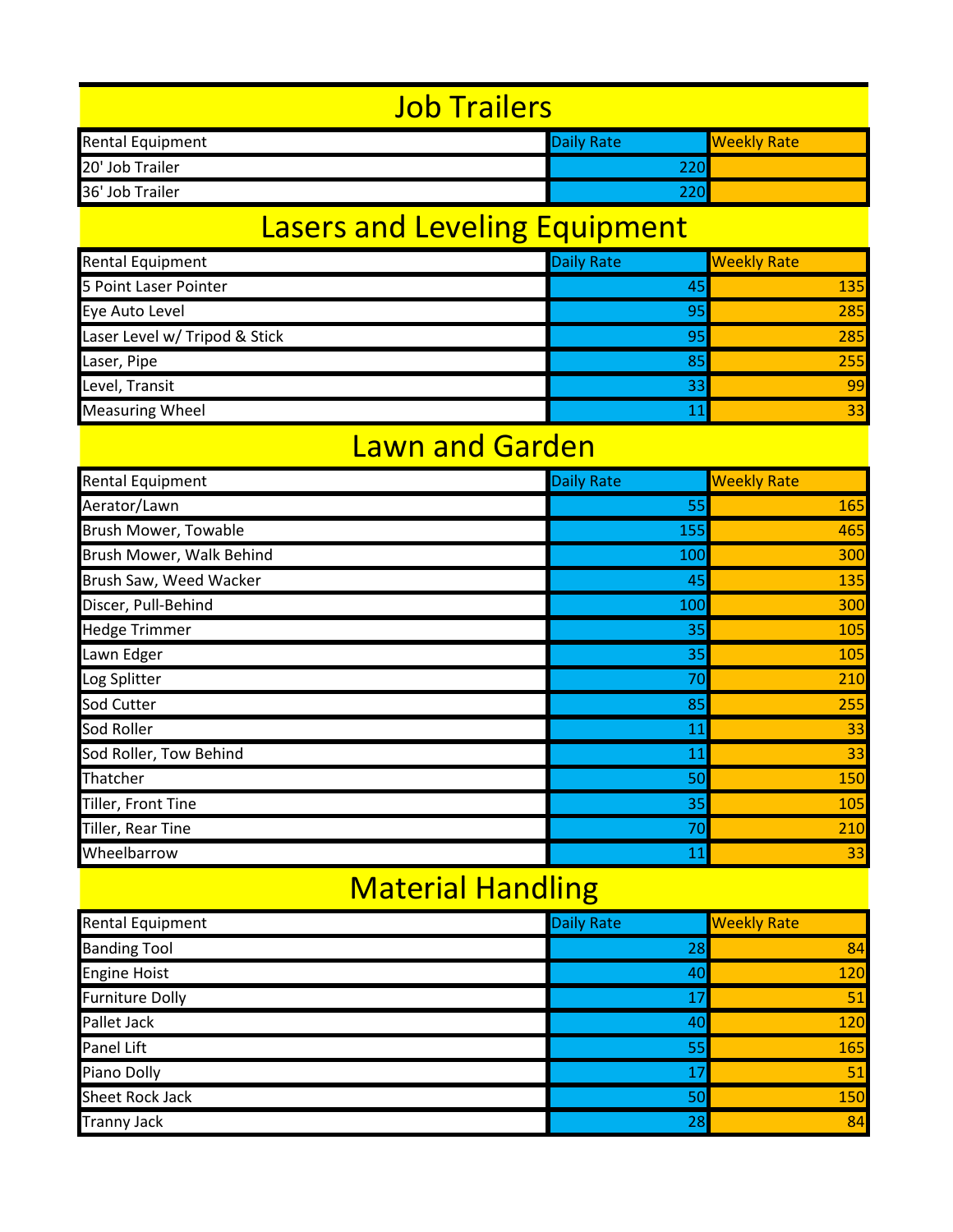# Job Trailers

| Rental Equipment | Daily Rate | Weekly Rate |
|---|---|---|
| 20' Job Trailer | 220 | |
| 36' Job Trailer | 220 | |

# Lasers and Leveling Equipment

| Rental Equipment | Daily Rate | Weekly Rate |
|---|---|---|
| 5 Point Laser Pointer | 45 | 135 |
| Eye Auto Level | 95 | 285 |
| Laser Level w/ Tripod & Stick | 95 | 285 |
| Laser, Pipe | 85 | 255 |
| Level, Transit | 33 | 99 |
| Measuring Wheel | 11 | 33 |

# Lawn and Garden

| Rental Equipment | Daily Rate | Weekly Rate |
|---|---|---|
| Aerator/Lawn | 55 | 165 |
| Brush Mower, Towable | 155 | 465 |
| Brush Mower, Walk Behind | 100 | 300 |
| Brush Saw, Weed Wacker | 45 | 135 |
| Discer, Pull-Behind | 100 | 300 |
| Hedge Trimmer | 35 | 105 |
| Lawn Edger | 35 | 105 |
| Log Splitter | 70 | 210 |
| Sod Cutter | 85 | 255 |
| Sod Roller | 11 | 33 |
| Sod Roller, Tow Behind | 11 | 33 |
| Thatcher | 50 | 150 |
| Tiller, Front Tine | 35 | 105 |
| Tiller, Rear Tine | 70 | 210 |
| Wheelbarrow | 11 | 33 |

# Material Handling

| Rental Equipment | Daily Rate | Weekly Rate |
|---|---|---|
| Banding Tool | 28 | 84 |
| Engine Hoist | 40 | 120 |
| Furniture Dolly | 17 | 51 |
| Pallet Jack | 40 | 120 |
| Panel Lift | 55 | 165 |
| Piano Dolly | 17 | 51 |
| Sheet Rock Jack | 50 | 150 |
| Tranny Jack | 28 | 84 |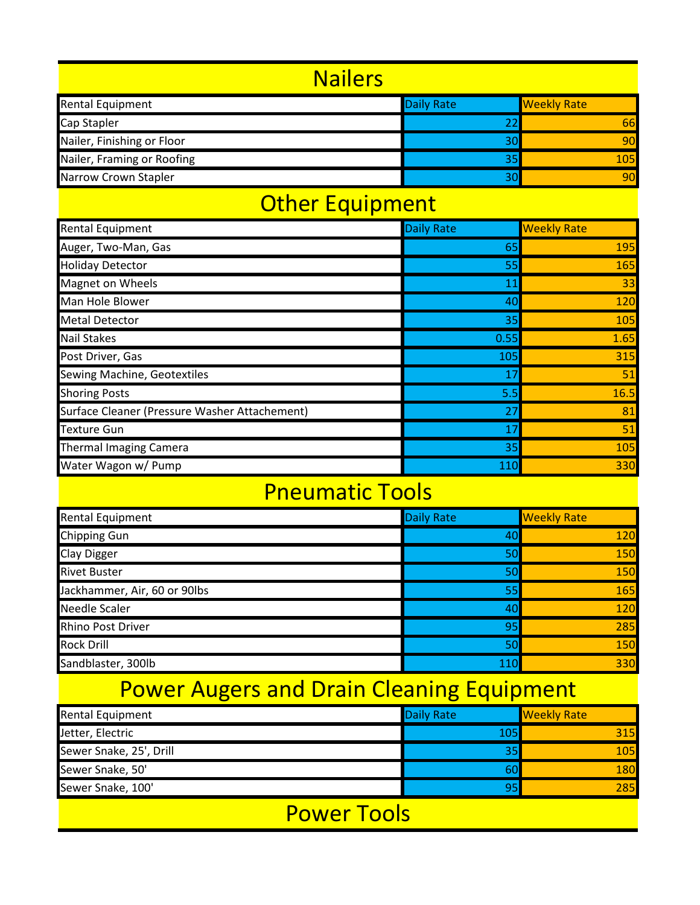## Nailers

| Rental Equipment | Daily Rate | Weekly Rate |
|---|---|---|
| Cap Stapler | 22 | 66 |
| Nailer, Finishing or Floor | 30 | 90 |
| Nailer, Framing or Roofing | 35 | 105 |
| Narrow Crown Stapler | 30 | 90 |

## Other Equipment

| Rental Equipment | Daily Rate | Weekly Rate |
|---|---|---|
| Auger, Two-Man, Gas | 65 | 195 |
| Holiday Detector | 55 | 165 |
| Magnet on Wheels | 11 | 33 |
| Man Hole Blower | 40 | 120 |
| Metal Detector | 35 | 105 |
| Nail Stakes | 0.55 | 1.65 |
| Post Driver, Gas | 105 | 315 |
| Sewing Machine, Geotextiles | 17 | 51 |
| Shoring Posts | 5.5 | 16.5 |
| Surface Cleaner (Pressure Washer Attachement) | 27 | 81 |
| Texture Gun | 17 | 51 |
| Thermal Imaging Camera | 35 | 105 |
| Water Wagon w/ Pump | 110 | 330 |

## Pneumatic Tools

| Rental Equipment | Daily Rate | Weekly Rate |
|---|---|---|
| Chipping Gun | 40 | 120 |
| Clay Digger | 50 | 150 |
| Rivet Buster | 50 | 150 |
| Jackhammer, Air, 60 or 90lbs | 55 | 165 |
| Needle Scaler | 40 | 120 |
| Rhino Post Driver | 95 | 285 |
| Rock Drill | 50 | 150 |
| Sandblaster, 300lb | 110 | 330 |

## Power Augers and Drain Cleaning Equipment

| Rental Equipment | Daily Rate | Weekly Rate |
|---|---|---|
| Jetter, Electric | 105 | 315 |
| Sewer Snake, 25', Drill | 35 | 105 |
| Sewer Snake, 50' | 60 | 180 |
| Sewer Snake, 100' | 95 | 285 |

## Power Tools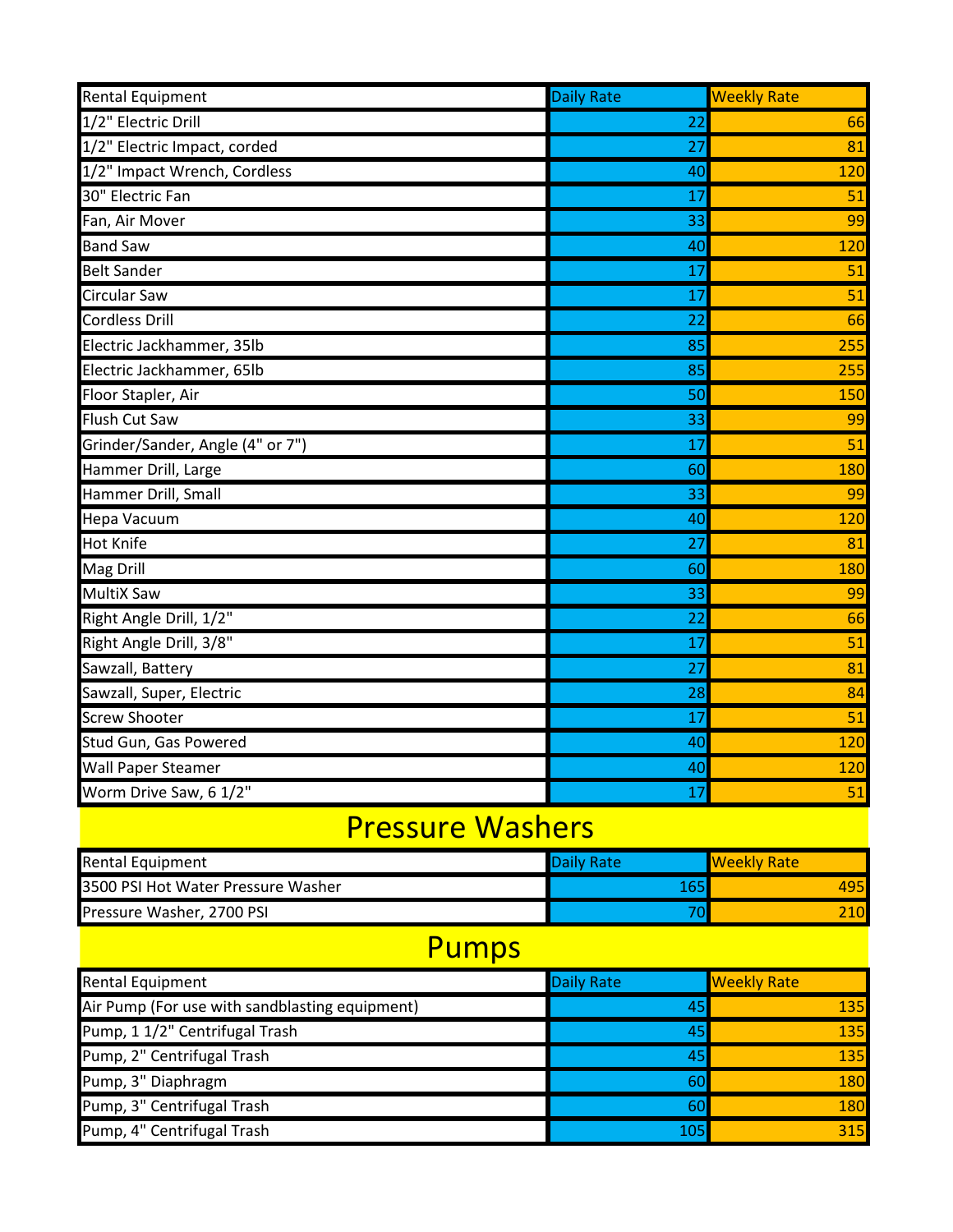| Rental Equipment | Daily Rate | Weekly Rate |
| --- | --- | --- |
| 1/2" Electric Drill | 22 | 66 |
| 1/2" Electric Impact, corded | 27 | 81 |
| 1/2" Impact Wrench, Cordless | 40 | 120 |
| 30" Electric Fan | 17 | 51 |
| Fan, Air Mover | 33 | 99 |
| Band Saw | 40 | 120 |
| Belt Sander | 17 | 51 |
| Circular Saw | 17 | 51 |
| Cordless Drill | 22 | 66 |
| Electric Jackhammer, 35lb | 85 | 255 |
| Electric Jackhammer, 65lb | 85 | 255 |
| Floor Stapler, Air | 50 | 150 |
| Flush Cut Saw | 33 | 99 |
| Grinder/Sander, Angle (4" or 7") | 17 | 51 |
| Hammer Drill, Large | 60 | 180 |
| Hammer Drill, Small | 33 | 99 |
| Hepa Vacuum | 40 | 120 |
| Hot Knife | 27 | 81 |
| Mag Drill | 60 | 180 |
| MultiX Saw | 33 | 99 |
| Right Angle Drill, 1/2" | 22 | 66 |
| Right Angle Drill, 3/8" | 17 | 51 |
| Sawzall, Battery | 27 | 81 |
| Sawzall, Super, Electric | 28 | 84 |
| Screw Shooter | 17 | 51 |
| Stud Gun, Gas Powered | 40 | 120 |
| Wall Paper Steamer | 40 | 120 |
| Worm Drive Saw, 6 1/2" | 17 | 51 |

# Pressure Washers

| Rental Equipment | Daily Rate | Weekly Rate |
| --- | --- | --- |
| 3500 PSI Hot Water Pressure Washer | 165 | 495 |
| Pressure Washer, 2700 PSI | 70 | 210 |

# Pumps

| Rental Equipment | Daily Rate | Weekly Rate |
| --- | --- | --- |
| Air Pump (For use with sandblasting equipment) | 45 | 135 |
| Pump, 1 1/2" Centrifugal Trash | 45 | 135 |
| Pump, 2" Centrifugal Trash | 45 | 135 |
| Pump, 3" Diaphragm | 60 | 180 |
| Pump, 3" Centrifugal Trash | 60 | 180 |
| Pump, 4" Centrifugal Trash | 105 | 315 |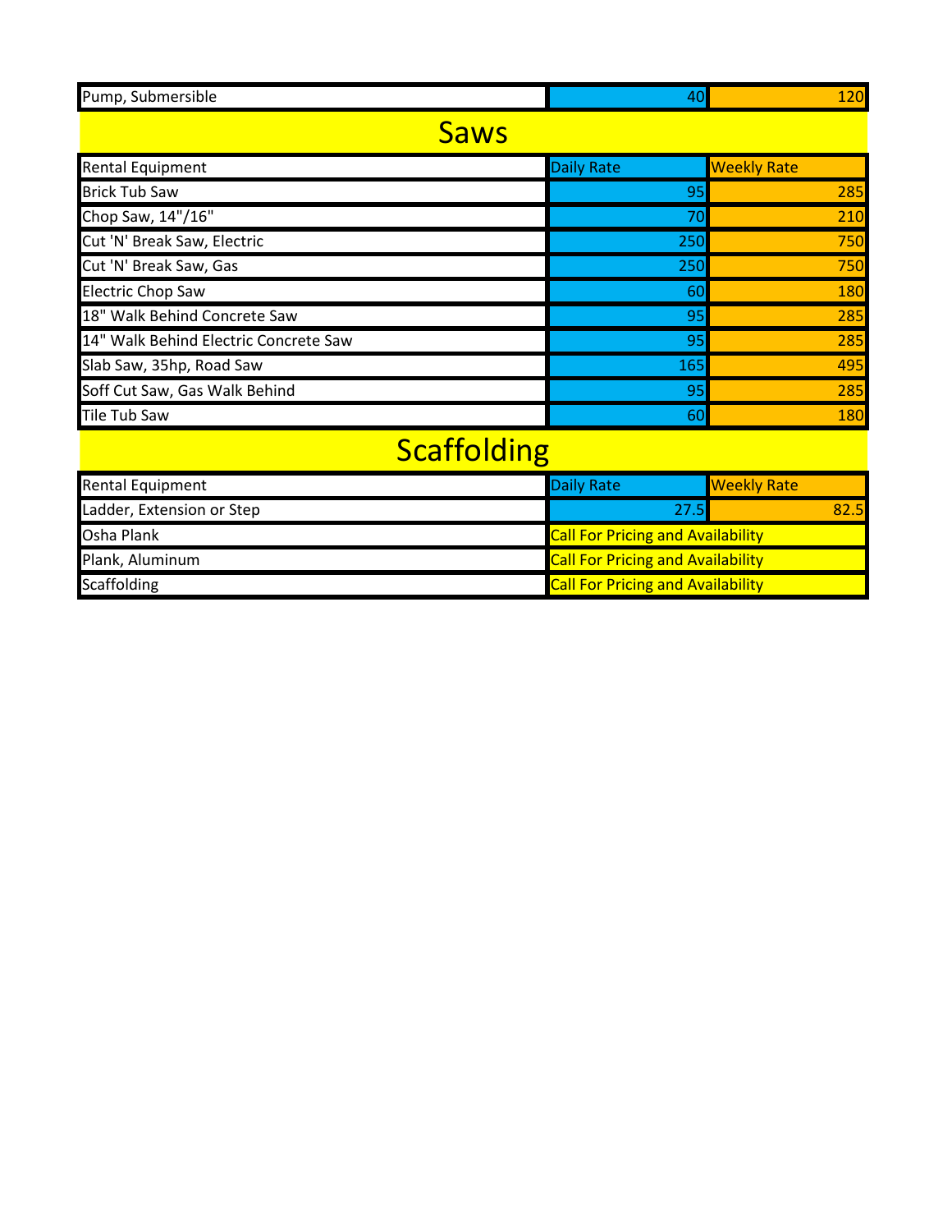| | | |
|---|---|---|
| Pump, Submersible | 40 | 120 |

## Saws

| Rental Equipment | Daily Rate | Weekly Rate |
|---|---|---|
| Brick Tub Saw | 95 | 285 |
| Chop Saw, 14"/16" | 70 | 210 |
| Cut 'N' Break Saw, Electric | 250 | 750 |
| Cut 'N' Break Saw, Gas | 250 | 750 |
| Electric Chop Saw | 60 | 180 |
| 18" Walk Behind Concrete Saw | 95 | 285 |
| 14" Walk Behind Electric Concrete Saw | 95 | 285 |
| Slab Saw, 35hp, Road Saw | 165 | 495 |
| Soff Cut Saw, Gas Walk Behind | 95 | 285 |
| Tile Tub Saw | 60 | 180 |

## Scaffolding

| Rental Equipment | Daily Rate | Weekly Rate |
|---|---|---|
| Ladder, Extension or Step | 27.5 | 82.5 |
| Osha Plank | Call For Pricing and Availability | |
| Plank, Aluminum | Call For Pricing and Availability | |
| Scaffolding | Call For Pricing and Availability | |